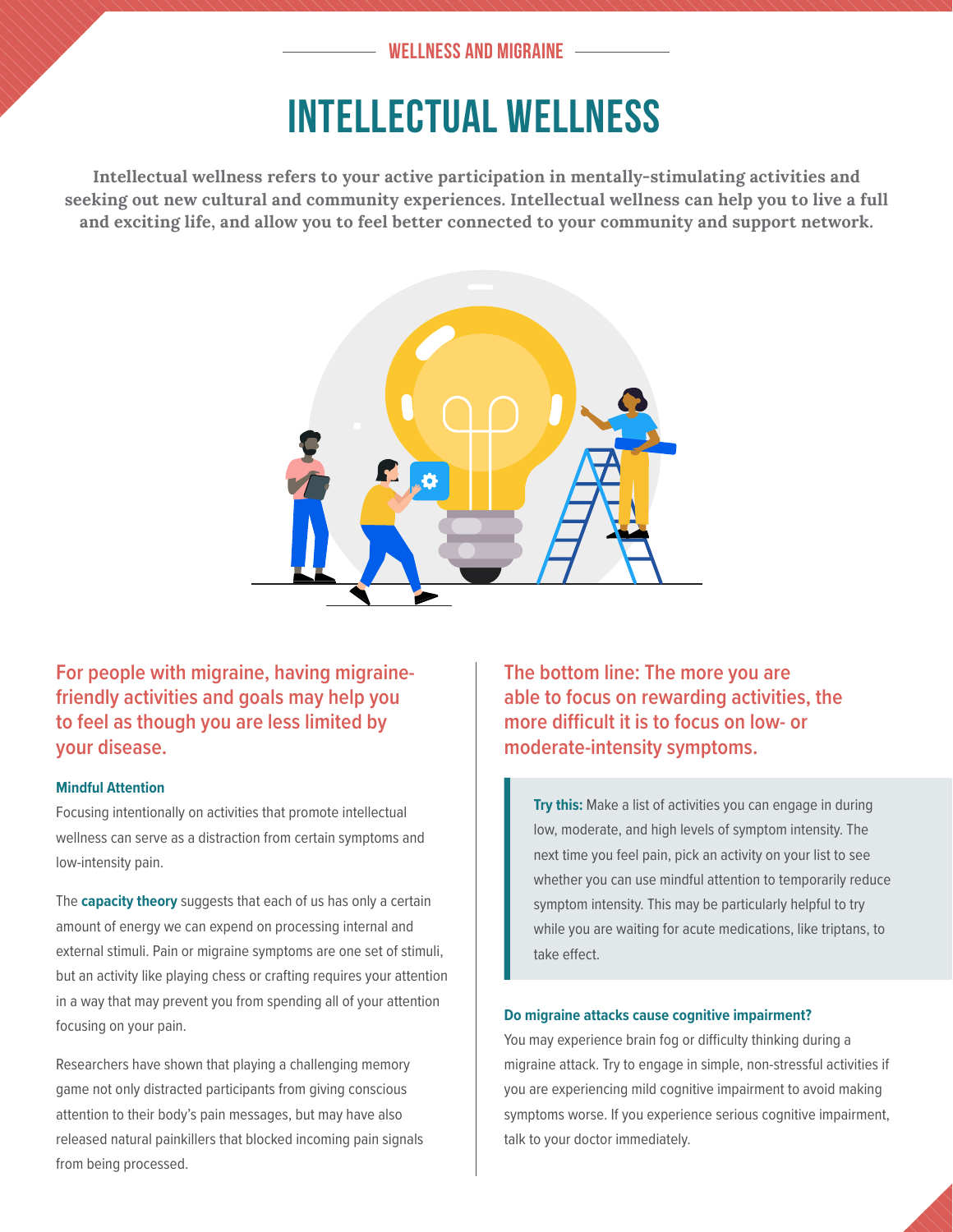WELLNESS AND MIGRAINE

# INTELLECTUAL WELLNESS

**Intellectual wellness refers to your active participation in mentally-stimulating activities and seeking out new cultural and community experiences. Intellectual wellness can help you to live a full and exciting life, and allow you to feel better connected to your community and support network.**

## For people with migraine, having migraine-friendly activities and goals may help you to feel as though you are less limited by your disease.

### Mindful Attention

Focusing intentionally on activities that promote intellectual wellness can serve as a distraction from certain symptoms and low-intensity pain.

The **capacity theory** suggests that each of us has only a certain amount of energy we can expend on processing internal and external stimuli. Pain or migraine symptoms are one set of stimuli, but an activity like playing chess or crafting requires your attention in a way that may prevent you from spending all of your attention focusing on your pain.

Researchers have shown that playing a challenging memory game not only distracted participants from giving conscious attention to their body's pain messages, but may have also released natural painkillers that blocked incoming pain signals from being processed.

## The bottom line: The more you are able to focus on rewarding activities, the more difficult it is to focus on low- or moderate-intensity symptoms.

> **Try this:** Make a list of activities you can engage in during low, moderate, and high levels of symptom intensity. The next time you feel pain, pick an activity on your list to see whether you can use mindful attention to temporarily reduce symptom intensity. This may be particularly helpful to try while you are waiting for acute medications, like triptans, to take effect.

### Do migraine attacks cause cognitive impairment?

You may experience brain fog or difficulty thinking during a migraine attack. Try to engage in simple, non-stressful activities if you are experiencing mild cognitive impairment to avoid making symptoms worse. If you experience serious cognitive impairment, talk to your doctor immediately.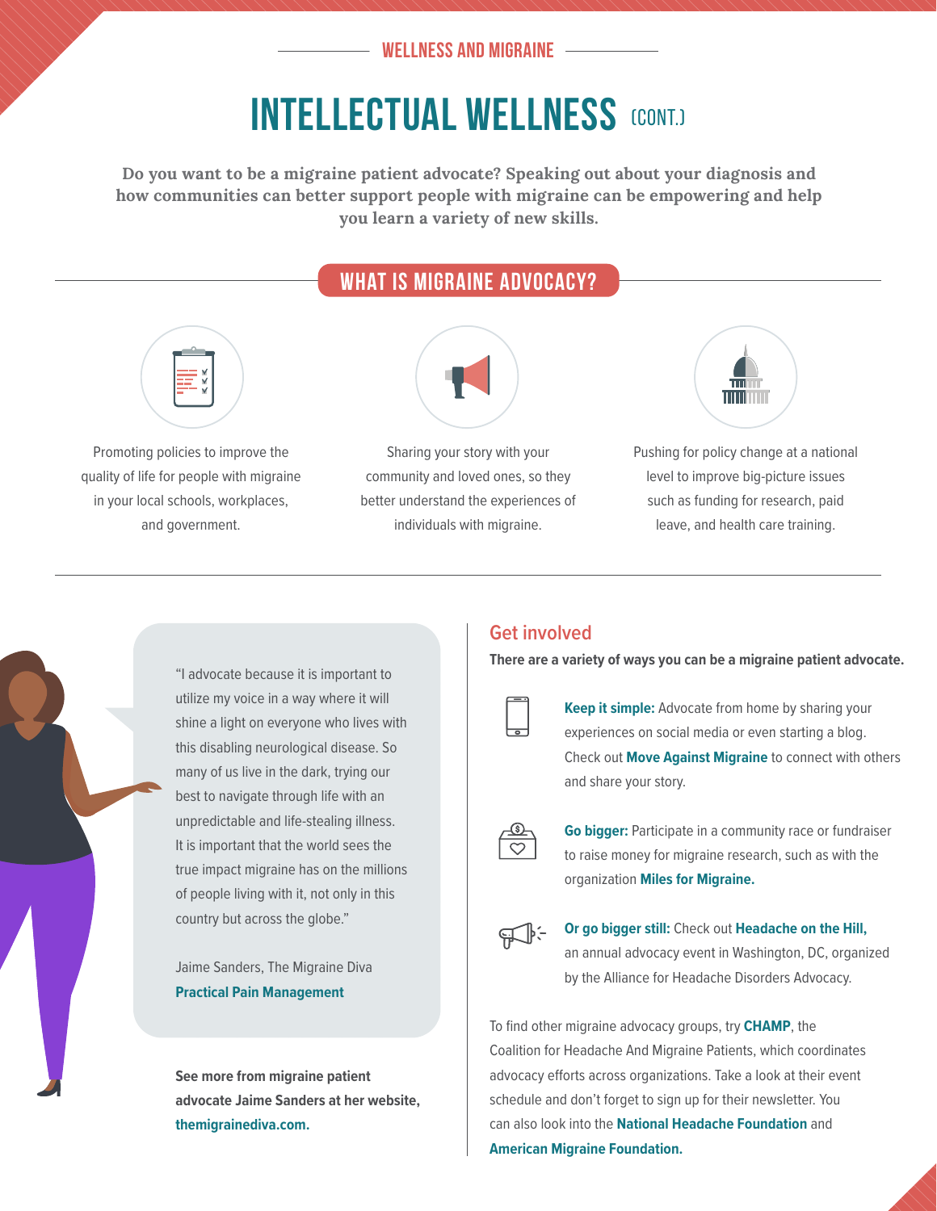WELLNESS AND MIGRAINE

# INTELLECTUAL WELLNESS (CONT.)

**Do you want to be a migraine patient advocate? Speaking out about your diagnosis and how communities can better support people with migraine can be empowering and help you learn a variety of new skills.**

## WHAT IS MIGRAINE ADVOCACY?

Promoting policies to improve the quality of life for people with migraine in your local schools, workplaces, and government.

Sharing your story with your community and loved ones, so they better understand the experiences of individuals with migraine.

Pushing for policy change at a national level to improve big-picture issues such as funding for research, paid leave, and health care training.

"I advocate because it is important to utilize my voice in a way where it will shine a light on everyone who lives with this disabling neurological disease. So many of us live in the dark, trying our best to navigate through life with an unpredictable and life-stealing illness. It is important that the world sees the true impact migraine has on the millions of people living with it, not only in this country but across the globe."

Jaime Sanders, The Migraine Diva
**Practical Pain Management**

**See more from migraine patient advocate Jaime Sanders at her website, themigrainediva.com.**

## Get involved

**There are a variety of ways you can be a migraine patient advocate.**

**Keep it simple:** Advocate from home by sharing your experiences on social media or even starting a blog. Check out **Move Against Migraine** to connect with others and share your story.

**Go bigger:** Participate in a community race or fundraiser to raise money for migraine research, such as with the organization **Miles for Migraine.**

**Or go bigger still:** Check out **Headache on the Hill,** an annual advocacy event in Washington, DC, organized by the Alliance for Headache Disorders Advocacy.

To find other migraine advocacy groups, try **CHAMP**, the Coalition for Headache And Migraine Patients, which coordinates advocacy efforts across organizations. Take a look at their event schedule and don't forget to sign up for their newsletter. You can also look into the **National Headache Foundation** and **American Migraine Foundation.**